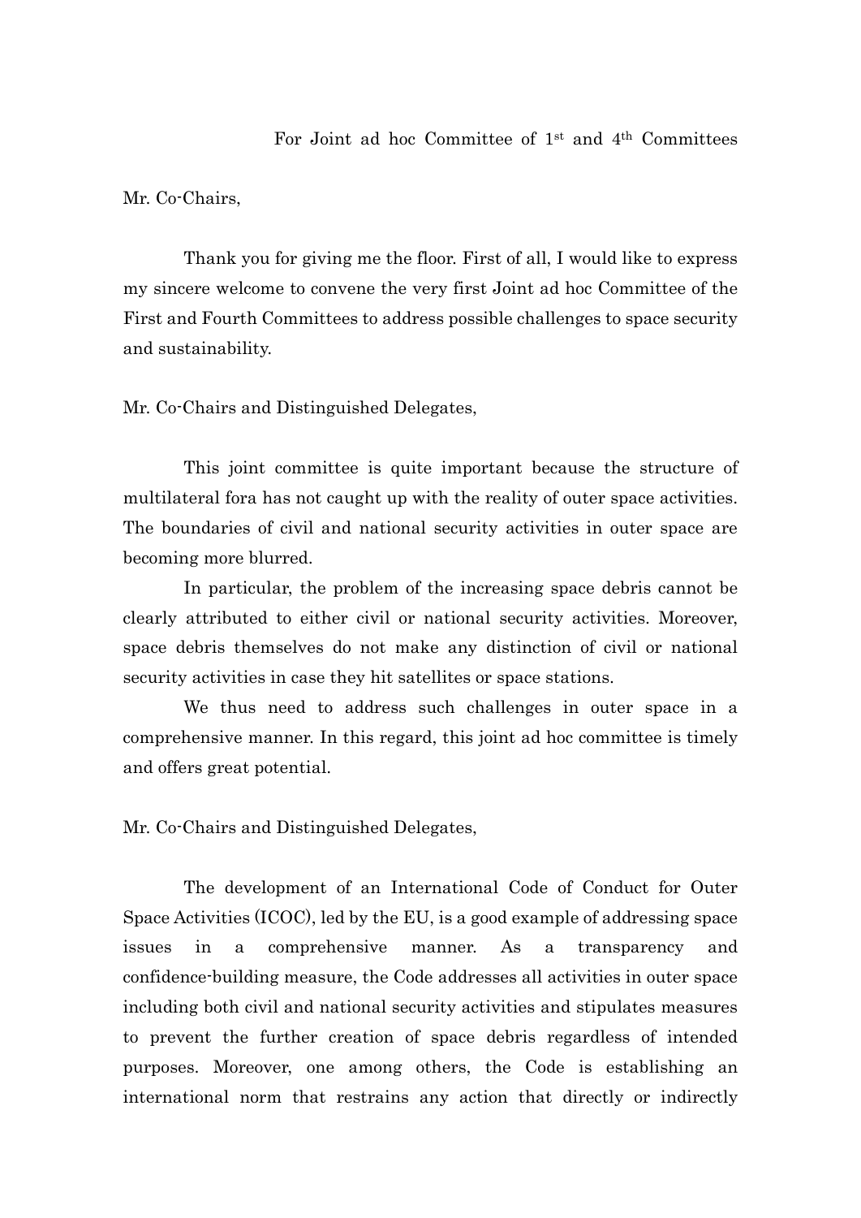For Joint ad hoc Committee of 1st and 4th Committees

Mr. Co-Chairs,

Thank you for giving me the floor. First of all, I would like to express my sincere welcome to convene the very first Joint ad hoc Committee of the First and Fourth Committees to address possible challenges to space security and sustainability.

Mr. Co-Chairs and Distinguished Delegates,

This joint committee is quite important because the structure of multilateral fora has not caught up with the reality of outer space activities. The boundaries of civil and national security activities in outer space are becoming more blurred.

In particular, the problem of the increasing space debris cannot be clearly attributed to either civil or national security activities. Moreover, space debris themselves do not make any distinction of civil or national security activities in case they hit satellites or space stations.

We thus need to address such challenges in outer space in a comprehensive manner. In this regard, this joint ad hoc committee is timely and offers great potential.

Mr. Co-Chairs and Distinguished Delegates,

The development of an International Code of Conduct for Outer Space Activities (ICOC), led by the EU, is a good example of addressing space issues in a comprehensive manner. As a transparency and confidence-building measure, the Code addresses all activities in outer space including both civil and national security activities and stipulates measures to prevent the further creation of space debris regardless of intended purposes. Moreover, one among others, the Code is establishing an international norm that restrains any action that directly or indirectly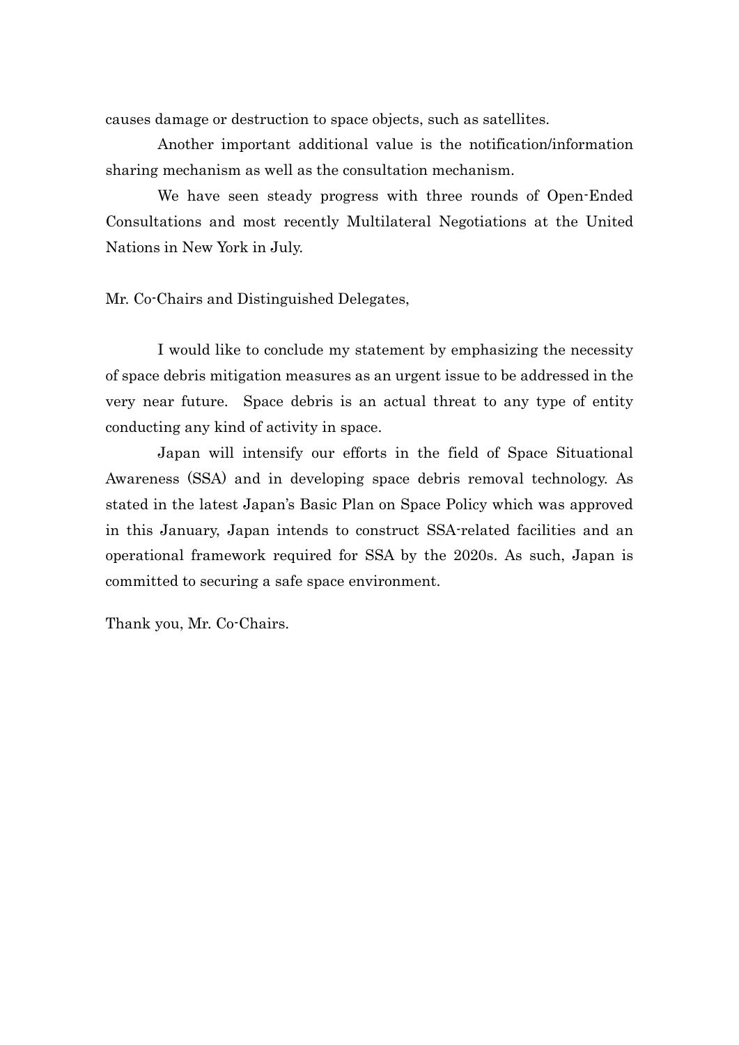causes damage or destruction to space objects, such as satellites.

Another important additional value is the notification/information sharing mechanism as well as the consultation mechanism.

We have seen steady progress with three rounds of Open-Ended Consultations and most recently Multilateral Negotiations at the United Nations in New York in July.

Mr. Co-Chairs and Distinguished Delegates,

I would like to conclude my statement by emphasizing the necessity of space debris mitigation measures as an urgent issue to be addressed in the very near future. Space debris is an actual threat to any type of entity conducting any kind of activity in space.

Japan will intensify our efforts in the field of Space Situational Awareness (SSA) and in developing space debris removal technology. As stated in the latest Japan's Basic Plan on Space Policy which was approved in this January, Japan intends to construct SSA-related facilities and an operational framework required for SSA by the 2020s. As such, Japan is committed to securing a safe space environment.

Thank you, Mr. Co-Chairs.